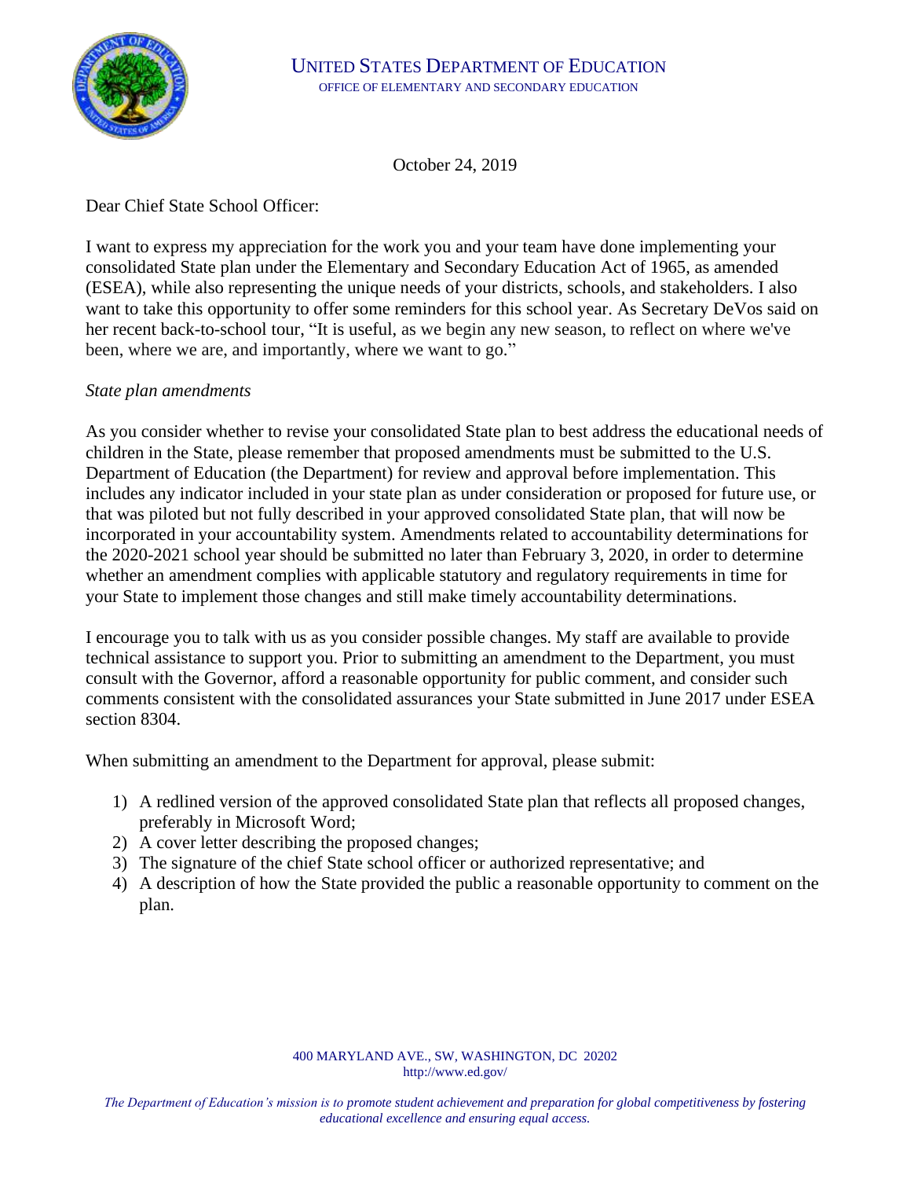UNITED STATES DEPARTMENT OF EDUCATION
OFFICE OF ELEMENTARY AND SECONDARY EDUCATION

October 24, 2019

Dear Chief State School Officer:

I want to express my appreciation for the work you and your team have done implementing your consolidated State plan under the Elementary and Secondary Education Act of 1965, as amended (ESEA), while also representing the unique needs of your districts, schools, and stakeholders. I also want to take this opportunity to offer some reminders for this school year. As Secretary DeVos said on her recent back-to-school tour, "It is useful, as we begin any new season, to reflect on where we've been, where we are, and importantly, where we want to go."

*State plan amendments*

As you consider whether to revise your consolidated State plan to best address the educational needs of children in the State, please remember that proposed amendments must be submitted to the U.S. Department of Education (the Department) for review and approval before implementation. This includes any indicator included in your state plan as under consideration or proposed for future use, or that was piloted but not fully described in your approved consolidated State plan, that will now be incorporated in your accountability system. Amendments related to accountability determinations for the 2020-2021 school year should be submitted no later than February 3, 2020, in order to determine whether an amendment complies with applicable statutory and regulatory requirements in time for your State to implement those changes and still make timely accountability determinations.

I encourage you to talk with us as you consider possible changes. My staff are available to provide technical assistance to support you. Prior to submitting an amendment to the Department, you must consult with the Governor, afford a reasonable opportunity for public comment, and consider such comments consistent with the consolidated assurances your State submitted in June 2017 under ESEA section 8304.

When submitting an amendment to the Department for approval, please submit:

1) A redlined version of the approved consolidated State plan that reflects all proposed changes, preferably in Microsoft Word;
2) A cover letter describing the proposed changes;
3) The signature of the chief State school officer or authorized representative; and
4) A description of how the State provided the public a reasonable opportunity to comment on the plan.

400 MARYLAND AVE., SW, WASHINGTON, DC 20202
http://www.ed.gov/

*The Department of Education's mission is to promote student achievement and preparation for global competitiveness by fostering educational excellence and ensuring equal access.*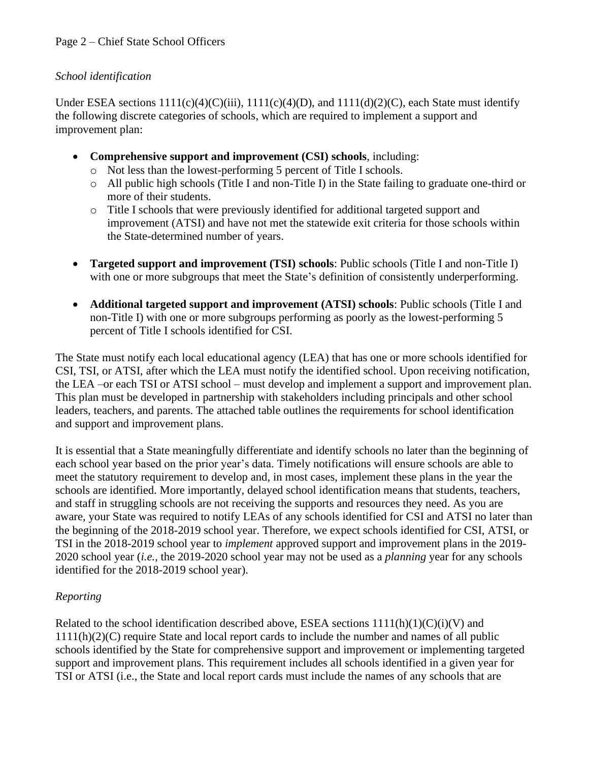*School identification*

Under ESEA sections 1111(c)(4)(C)(iii), 1111(c)(4)(D), and 1111(d)(2)(C), each State must identify the following discrete categories of schools, which are required to implement a support and improvement plan:

- **Comprehensive support and improvement (CSI) schools**, including:
  - Not less than the lowest-performing 5 percent of Title I schools.
  - All public high schools (Title I and non-Title I) in the State failing to graduate one-third or more of their students.
  - Title I schools that were previously identified for additional targeted support and improvement (ATSI) and have not met the statewide exit criteria for those schools within the State-determined number of years.

- **Targeted support and improvement (TSI) schools**: Public schools (Title I and non-Title I) with one or more subgroups that meet the State's definition of consistently underperforming.

- **Additional targeted support and improvement (ATSI) schools**: Public schools (Title I and non-Title I) with one or more subgroups performing as poorly as the lowest-performing 5 percent of Title I schools identified for CSI.

The State must notify each local educational agency (LEA) that has one or more schools identified for CSI, TSI, or ATSI, after which the LEA must notify the identified school. Upon receiving notification, the LEA –or each TSI or ATSI school – must develop and implement a support and improvement plan. This plan must be developed in partnership with stakeholders including principals and other school leaders, teachers, and parents. The attached table outlines the requirements for school identification and support and improvement plans.

It is essential that a State meaningfully differentiate and identify schools no later than the beginning of each school year based on the prior year's data. Timely notifications will ensure schools are able to meet the statutory requirement to develop and, in most cases, implement these plans in the year the schools are identified. More importantly, delayed school identification means that students, teachers, and staff in struggling schools are not receiving the supports and resources they need. As you are aware, your State was required to notify LEAs of any schools identified for CSI and ATSI no later than the beginning of the 2018-2019 school year. Therefore, we expect schools identified for CSI, ATSI, or TSI in the 2018-2019 school year to *implement* approved support and improvement plans in the 2019-2020 school year (*i.e.,* the 2019-2020 school year may not be used as a *planning* year for any schools identified for the 2018-2019 school year).

*Reporting*

Related to the school identification described above, ESEA sections 1111(h)(1)(C)(i)(V) and 1111(h)(2)(C) require State and local report cards to include the number and names of all public schools identified by the State for comprehensive support and improvement or implementing targeted support and improvement plans. This requirement includes all schools identified in a given year for TSI or ATSI (i.e., the State and local report cards must include the names of any schools that are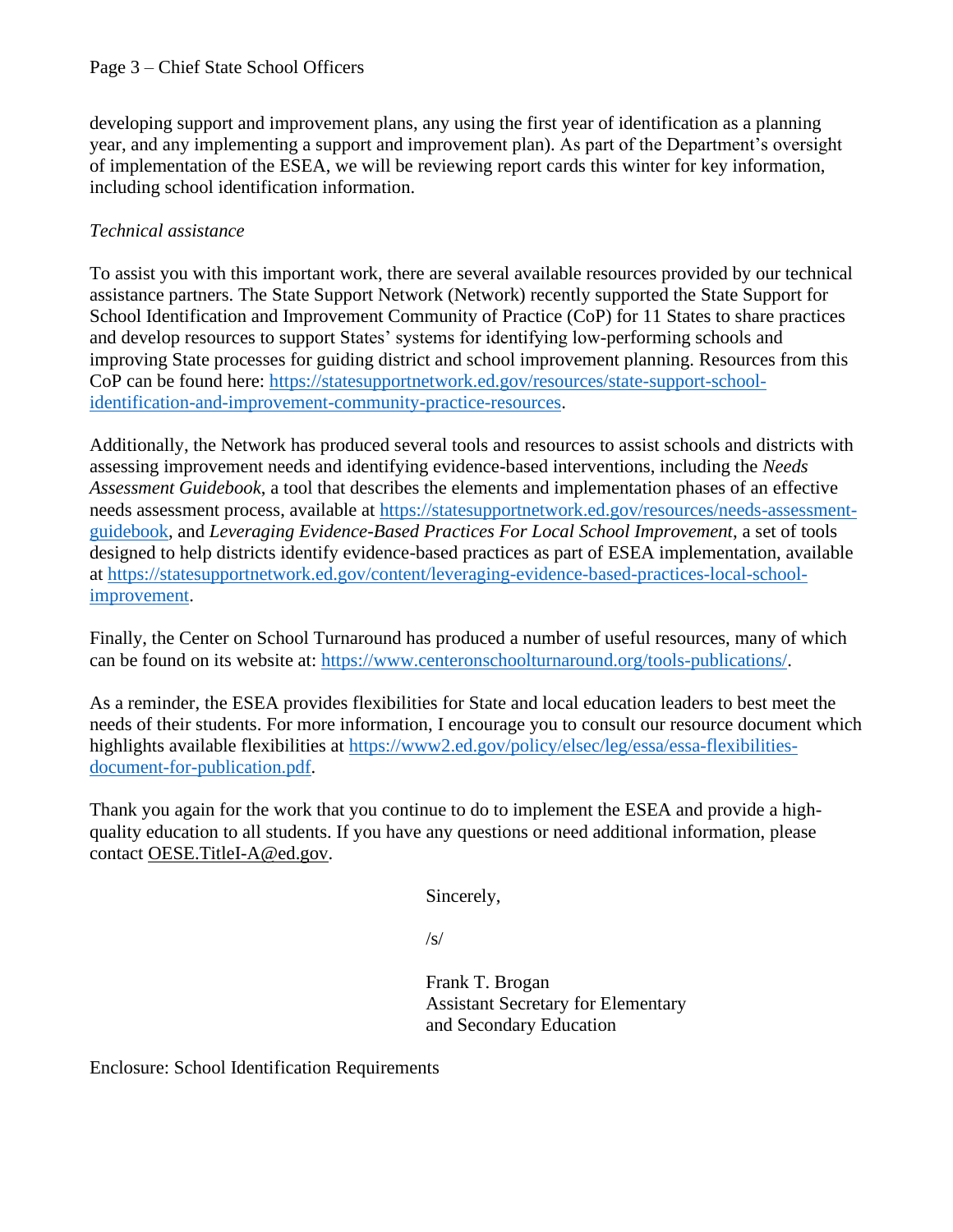developing support and improvement plans, any using the first year of identification as a planning year, and any implementing a support and improvement plan). As part of the Department's oversight of implementation of the ESEA, we will be reviewing report cards this winter for key information, including school identification information.

*Technical assistance*

To assist you with this important work, there are several available resources provided by our technical assistance partners. The State Support Network (Network) recently supported the State Support for School Identification and Improvement Community of Practice (CoP) for 11 States to share practices and develop resources to support States' systems for identifying low-performing schools and improving State processes for guiding district and school improvement planning. Resources from this CoP can be found here: [https://statesupportnetwork.ed.gov/resources/state-support-school-identification-and-improvement-community-practice-resources](https://statesupportnetwork.ed.gov/resources/state-support-school-identification-and-improvement-community-practice-resources).

Additionally, the Network has produced several tools and resources to assist schools and districts with assessing improvement needs and identifying evidence-based interventions, including the *Needs Assessment Guidebook*, a tool that describes the elements and implementation phases of an effective needs assessment process, available at [https://statesupportnetwork.ed.gov/resources/needs-assessment-guidebook](https://statesupportnetwork.ed.gov/resources/needs-assessment-guidebook), and *Leveraging Evidence-Based Practices For Local School Improvement*, a set of tools designed to help districts identify evidence-based practices as part of ESEA implementation, available at [https://statesupportnetwork.ed.gov/content/leveraging-evidence-based-practices-local-school-improvement](https://statesupportnetwork.ed.gov/content/leveraging-evidence-based-practices-local-school-improvement).

Finally, the Center on School Turnaround has produced a number of useful resources, many of which can be found on its website at: [https://www.centeronschoolturnaround.org/tools-publications/](https://www.centeronschoolturnaround.org/tools-publications/).

As a reminder, the ESEA provides flexibilities for State and local education leaders to best meet the needs of their students. For more information, I encourage you to consult our resource document which highlights available flexibilities at [https://www2.ed.gov/policy/elsec/leg/essa/essa-flexibilities-document-for-publication.pdf](https://www2.ed.gov/policy/elsec/leg/essa/essa-flexibilities-document-for-publication.pdf).

Thank you again for the work that you continue to do to implement the ESEA and provide a high-quality education to all students. If you have any questions or need additional information, please contact OESE.TitleI-A@ed.gov.

Sincerely,

/s/

Frank T. Brogan
Assistant Secretary for Elementary
and Secondary Education

Enclosure: School Identification Requirements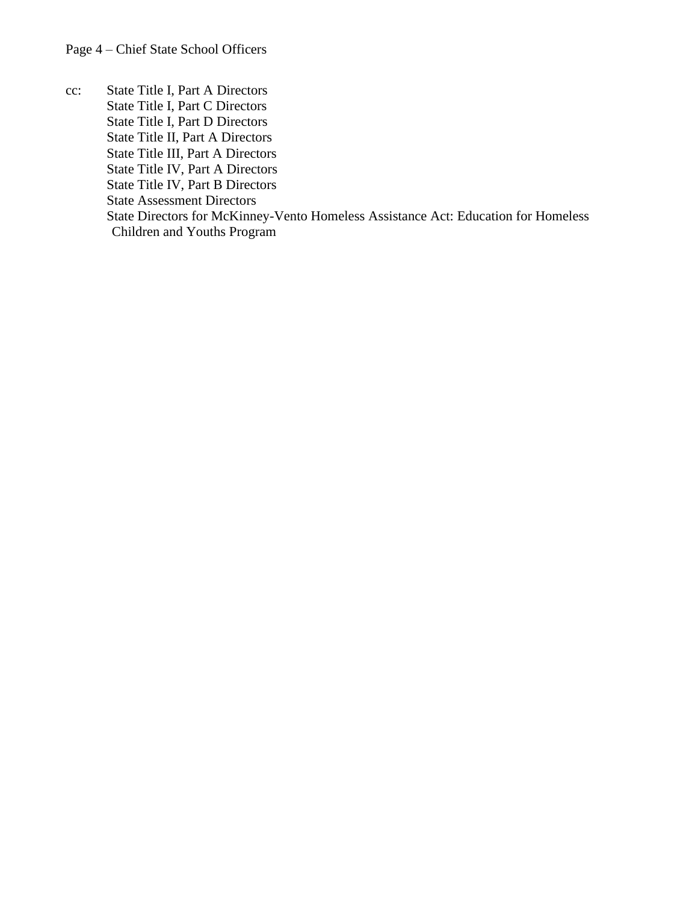cc: State Title I, Part A Directors
State Title I, Part C Directors
State Title I, Part D Directors
State Title II, Part A Directors
State Title III, Part A Directors
State Title IV, Part A Directors
State Title IV, Part B Directors
State Assessment Directors
State Directors for McKinney-Vento Homeless Assistance Act: Education for Homeless Children and Youths Program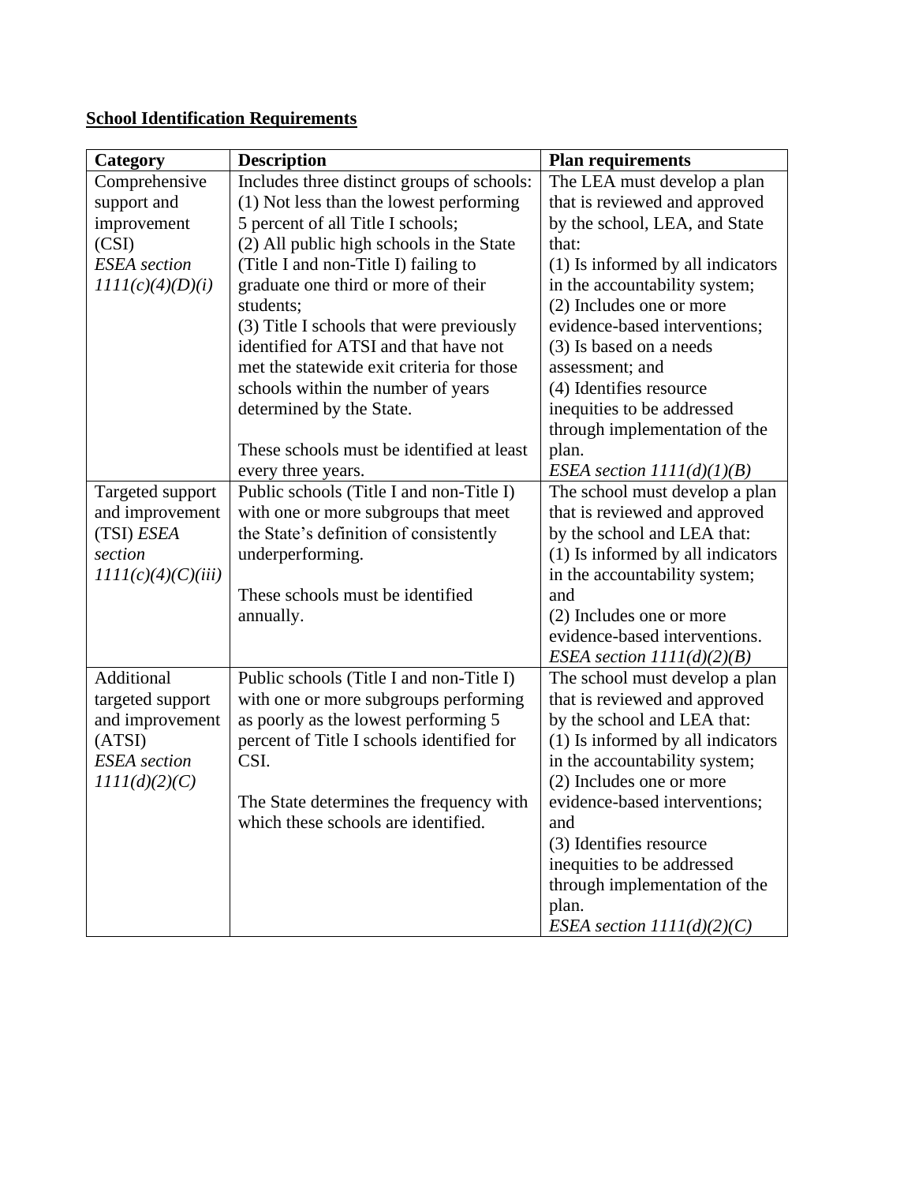**School Identification Requirements**

| Category | Description | Plan requirements |
|---|---|---|
| Comprehensive support and improvement (CSI) *ESEA section 1111(c)(4)(D)(i)* | Includes three distinct groups of schools:<br>(1) Not less than the lowest performing 5 percent of all Title I schools;<br>(2) All public high schools in the State (Title I and non-Title I) failing to graduate one third or more of their students;<br>(3) Title I schools that were previously identified for ATSI and that have not met the statewide exit criteria for those schools within the number of years determined by the State.<br><br>These schools must be identified at least every three years. | The LEA must develop a plan that is reviewed and approved by the school, LEA, and State that:<br>(1) Is informed by all indicators in the accountability system;<br>(2) Includes one or more evidence-based interventions;<br>(3) Is based on a needs assessment; and<br>(4) Identifies resource inequities to be addressed through implementation of the plan.<br>*ESEA section 1111(d)(1)(B)* |
| Targeted support and improvement (TSI) *ESEA section 1111(c)(4)(C)(iii)* | Public schools (Title I and non-Title I) with one or more subgroups that meet the State's definition of consistently underperforming.<br><br>These schools must be identified annually. | The school must develop a plan that is reviewed and approved by the school and LEA that:<br>(1) Is informed by all indicators in the accountability system; and<br>(2) Includes one or more evidence-based interventions.<br>*ESEA section 1111(d)(2)(B)* |
| Additional targeted support and improvement (ATSI) *ESEA section 1111(d)(2)(C)* | Public schools (Title I and non-Title I) with one or more subgroups performing as poorly as the lowest performing 5 percent of Title I schools identified for CSI.<br><br>The State determines the frequency with which these schools are identified. | The school must develop a plan that is reviewed and approved by the school and LEA that:<br>(1) Is informed by all indicators in the accountability system;<br>(2) Includes one or more evidence-based interventions; and<br>(3) Identifies resource inequities to be addressed through implementation of the plan.<br>*ESEA section 1111(d)(2)(C)* |